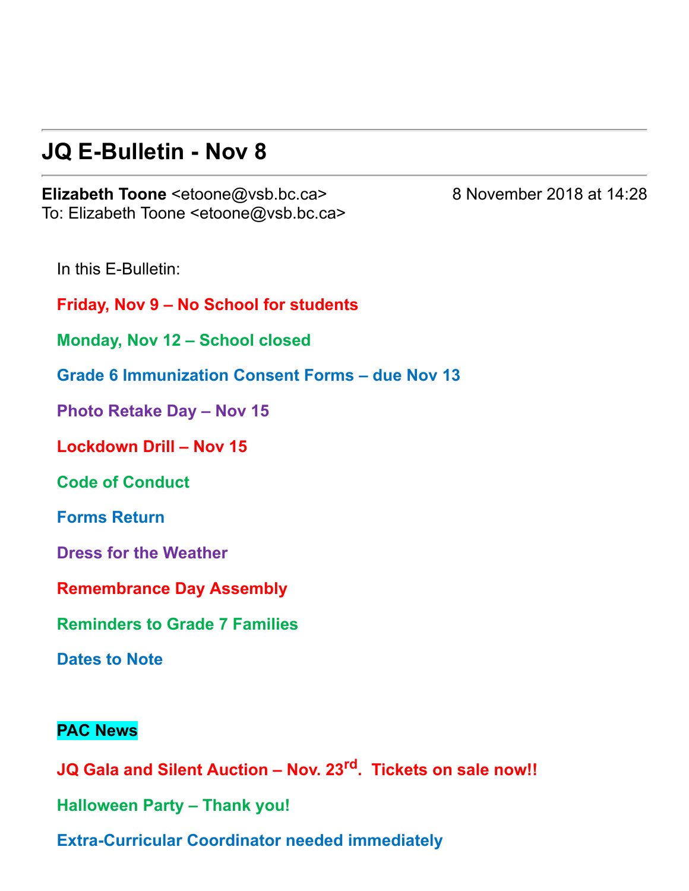# JQ E-Bulletin - Nov 8

**Elizabeth Toone** <etoone@vsb.bc.ca> 8 November 2018 at 14:28
To: Elizabeth Toone <etoone@vsb.bc.ca>

In this E-Bulletin:

**Friday, Nov 9 – No School for students**

**Monday, Nov 12 – School closed**

**Grade 6 Immunization Consent Forms – due Nov 13**

**Photo Retake Day – Nov 15**

**Lockdown Drill – Nov 15**

**Code of Conduct**

**Forms Return**

**Dress for the Weather**

**Remembrance Day Assembly**

**Reminders to Grade 7 Families**

**Dates to Note**

**PAC News**

**JQ Gala and Silent Auction – Nov. 23rd. Tickets on sale now!!**

**Halloween Party – Thank you!**

**Extra-Curricular Coordinator needed immediately**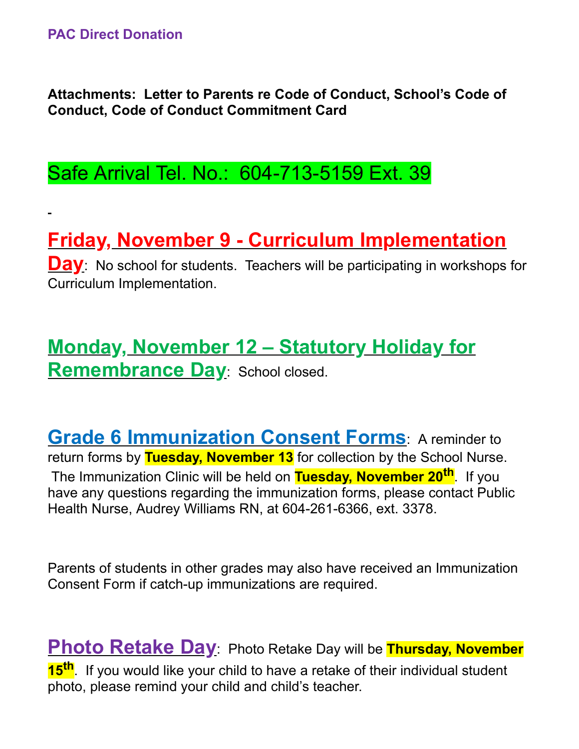**PAC Direct Donation**

**Attachments: Letter to Parents re Code of Conduct, School's Code of Conduct, Code of Conduct Commitment Card**

## Safe Arrival Tel. No.: 604-713-5159 Ext. 39

## Friday, November 9 - Curriculum Implementation Day

No school for students. Teachers will be participating in workshops for Curriculum Implementation.

## Monday, November 12 – Statutory Holiday for Remembrance Day

School closed.

## Grade 6 Immunization Consent Forms

A reminder to return forms by **Tuesday, November 13** for collection by the School Nurse. The Immunization Clinic will be held on **Tuesday, November 20th**. If you have any questions regarding the immunization forms, please contact Public Health Nurse, Audrey Williams RN, at 604-261-6366, ext. 3378.

Parents of students in other grades may also have received an Immunization Consent Form if catch-up immunizations are required.

## Photo Retake Day

Photo Retake Day will be **Thursday, November 15th**. If you would like your child to have a retake of their individual student photo, please remind your child and child's teacher.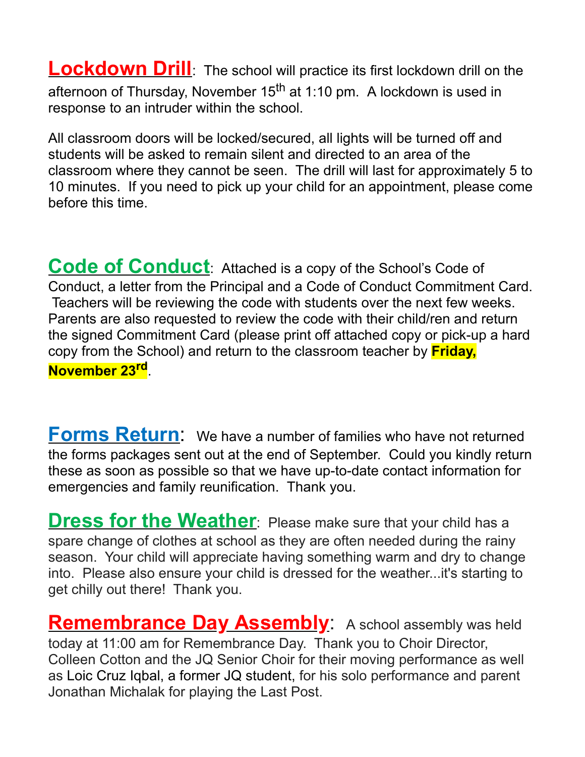**Lockdown Drill**: The school will practice its first lockdown drill on the afternoon of Thursday, November 15th at 1:10 pm. A lockdown is used in response to an intruder within the school.

All classroom doors will be locked/secured, all lights will be turned off and students will be asked to remain silent and directed to an area of the classroom where they cannot be seen. The drill will last for approximately 5 to 10 minutes. If you need to pick up your child for an appointment, please come before this time.

**Code of Conduct**: Attached is a copy of the School's Code of Conduct, a letter from the Principal and a Code of Conduct Commitment Card. Teachers will be reviewing the code with students over the next few weeks. Parents are also requested to review the code with their child/ren and return the signed Commitment Card (please print off attached copy or pick-up a hard copy from the School) and return to the classroom teacher by **Friday, November 23rd**.

**Forms Return**: We have a number of families who have not returned the forms packages sent out at the end of September. Could you kindly return these as soon as possible so that we have up-to-date contact information for emergencies and family reunification. Thank you.

**Dress for the Weather**: Please make sure that your child has a spare change of clothes at school as they are often needed during the rainy season. Your child will appreciate having something warm and dry to change into. Please also ensure your child is dressed for the weather...it's starting to get chilly out there! Thank you.

**Remembrance Day Assembly**: A school assembly was held today at 11:00 am for Remembrance Day. Thank you to Choir Director, Colleen Cotton and the JQ Senior Choir for their moving performance as well as Loic Cruz Iqbal, a former JQ student, for his solo performance and parent Jonathan Michalak for playing the Last Post.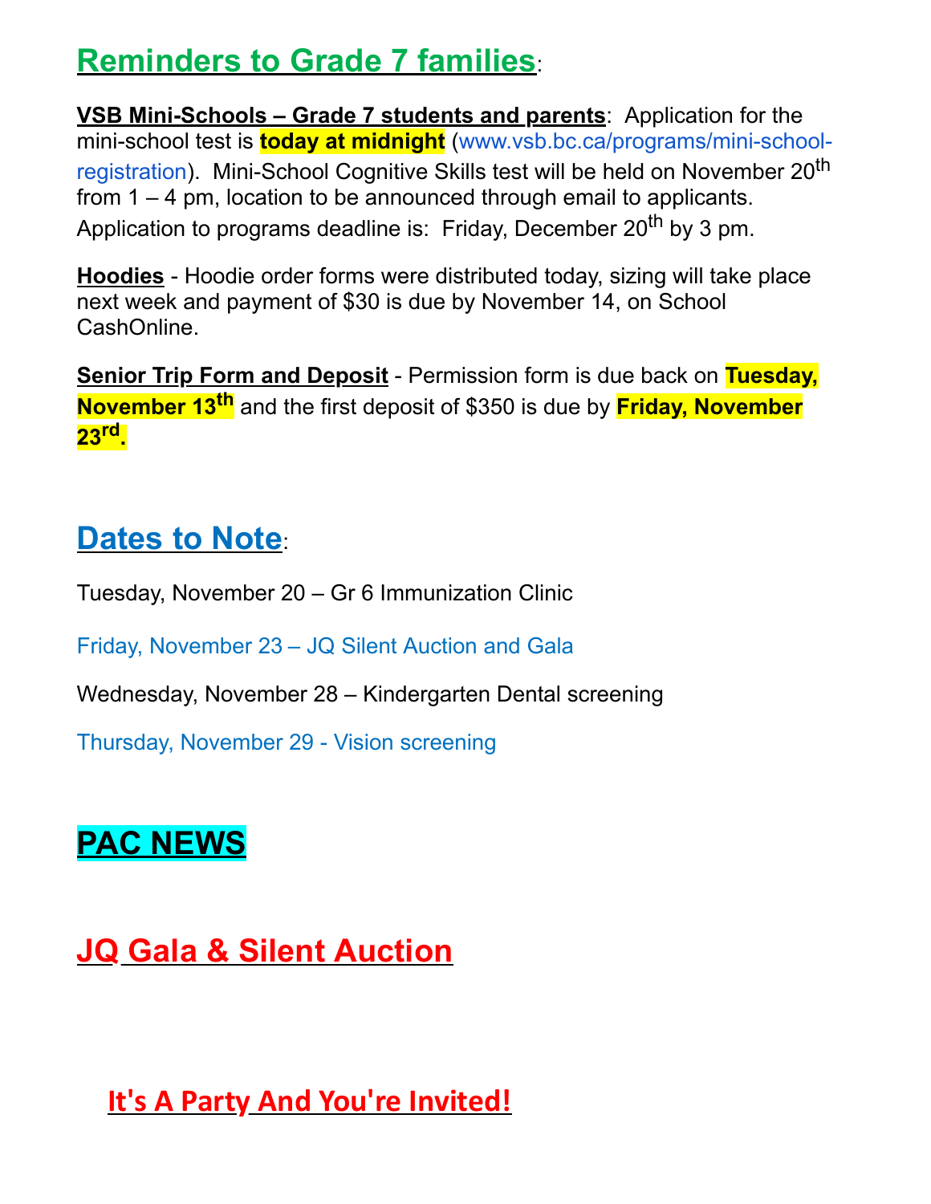## Reminders to Grade 7 families:

**VSB Mini-Schools – Grade 7 students and parents**: Application for the mini-school test is **today at midnight** (www.vsb.bc.ca/programs/mini-school-registration). Mini-School Cognitive Skills test will be held on November 20th from 1 – 4 pm, location to be announced through email to applicants. Application to programs deadline is: Friday, December 20th by 3 pm.

**Hoodies** - Hoodie order forms were distributed today, sizing will take place next week and payment of $30 is due by November 14, on School CashOnline.

**Senior Trip Form and Deposit** - Permission form is due back on **Tuesday, November 13th** and the first deposit of $350 is due by **Friday, November 23rd.**

## Dates to Note:

Tuesday, November 20 – Gr 6 Immunization Clinic

Friday, November 23 – JQ Silent Auction and Gala

Wednesday, November 28 – Kindergarten Dental screening

Thursday, November 29 - Vision screening

## PAC NEWS

## JQ Gala & Silent Auction

### It's A Party And You're Invited!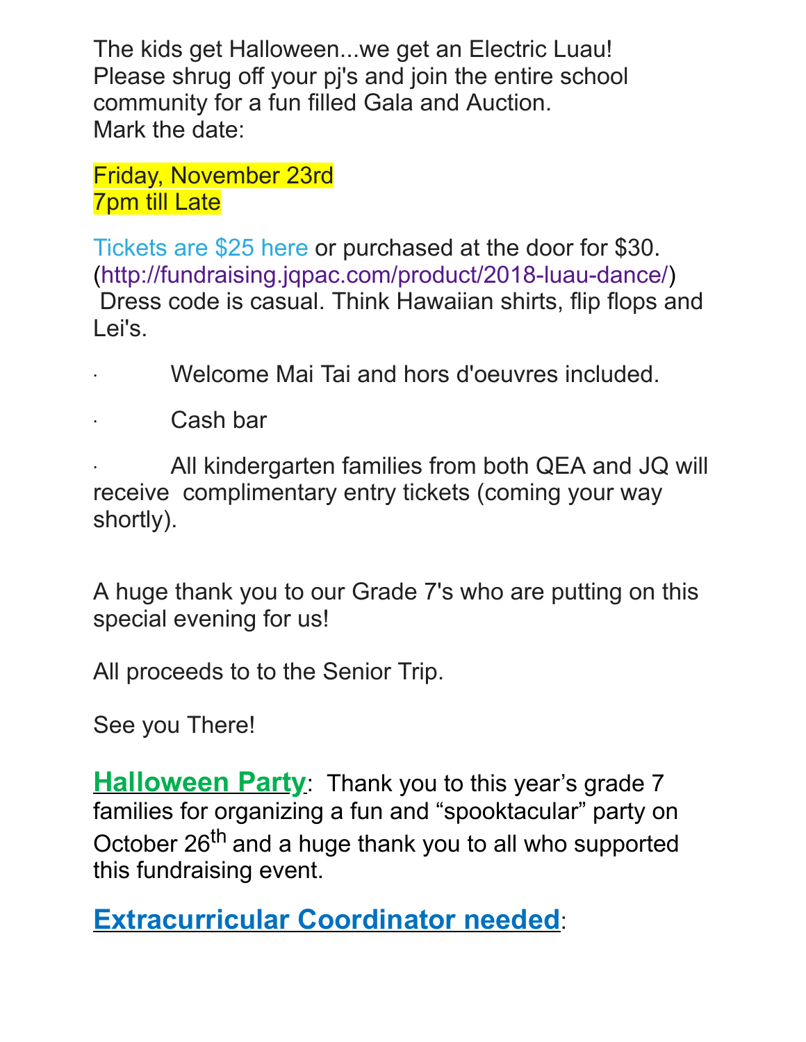The kids get Halloween...we get an Electric Luau!
Please shrug off your pj's and join the entire school community for a fun filled Gala and Auction.
Mark the date:

Friday, November 23rd
7pm till Late

Tickets are $25 here or purchased at the door for $30.
(http://fundraising.jqpac.com/product/2018-luau-dance/)
Dress code is casual. Think Hawaiian shirts, flip flops and Lei's.

- Welcome Mai Tai and hors d'oeuvres included.
- Cash bar
- All kindergarten families from both QEA and JQ will receive complimentary entry tickets (coming your way shortly).

A huge thank you to our Grade 7's who are putting on this special evening for us!

All proceeds to to the Senior Trip.

See you There!

**Halloween Party**: Thank you to this year's grade 7 families for organizing a fun and "spooktacular" party on October 26th and a huge thank you to all who supported this fundraising event.

## Extracurricular Coordinator needed: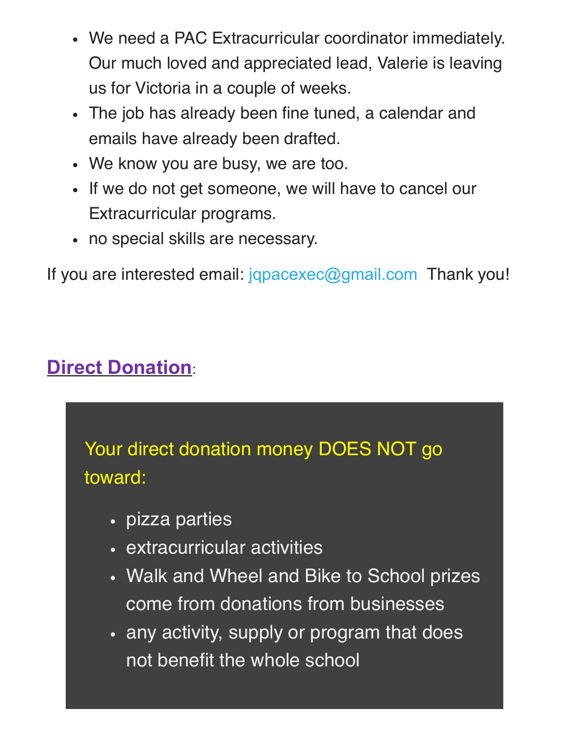- We need a PAC Extracurricular coordinator immediately. Our much loved and appreciated lead, Valerie is leaving us for Victoria in a couple of weeks.
- The job has already been fine tuned, a calendar and emails have already been drafted.
- We know you are busy, we are too.
- If we do not get someone, we will have to cancel our Extracurricular programs.
- no special skills are necessary.

If you are interested email: jqpacexec@gmail.com Thank you!

## Direct Donation:

Your direct donation money DOES NOT go toward:

- pizza parties
- extracurricular activities
- Walk and Wheel and Bike to School prizes come from donations from businesses
- any activity, supply or program that does not benefit the whole school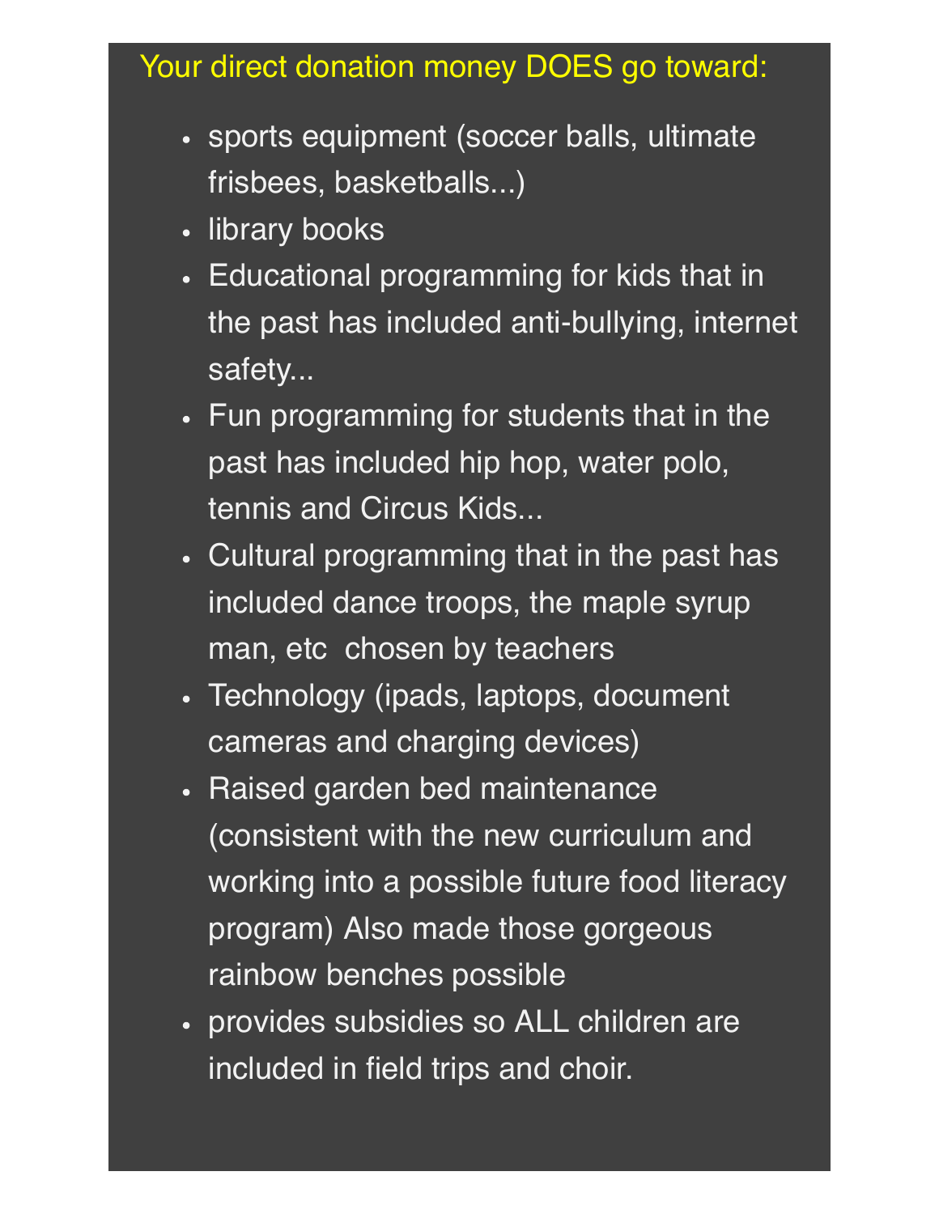Your direct donation money DOES go toward:

- sports equipment (soccer balls, ultimate frisbees, basketballs...)
- library books
- Educational programming for kids that in the past has included anti-bullying, internet safety...
- Fun programming for students that in the past has included hip hop, water polo, tennis and Circus Kids...
- Cultural programming that in the past has included dance troops, the maple syrup man, etc chosen by teachers
- Technology (ipads, laptops, document cameras and charging devices)
- Raised garden bed maintenance (consistent with the new curriculum and working into a possible future food literacy program) Also made those gorgeous rainbow benches possible
- provides subsidies so ALL children are included in field trips and choir.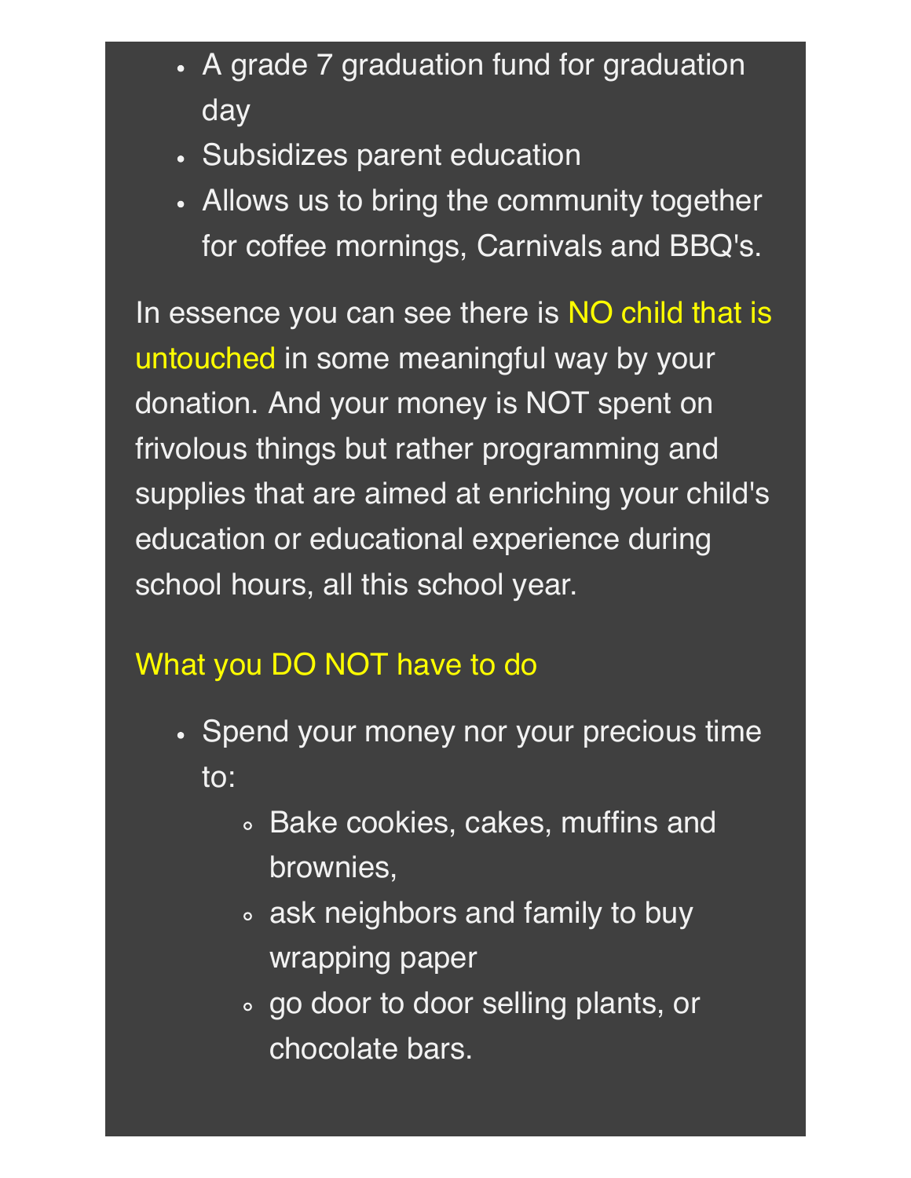- A grade 7 graduation fund for graduation day
- Subsidizes parent education
- Allows us to bring the community together for coffee mornings, Carnivals and BBQ's.

In essence you can see there is NO child that is untouched in some meaningful way by your donation. And your money is NOT spent on frivolous things but rather programming and supplies that are aimed at enriching your child's education or educational experience during school hours, all this school year.

### What you DO NOT have to do

- Spend your money nor your precious time to:
  - Bake cookies, cakes, muffins and brownies,
  - ask neighbors and family to buy wrapping paper
  - go door to door selling plants, or chocolate bars.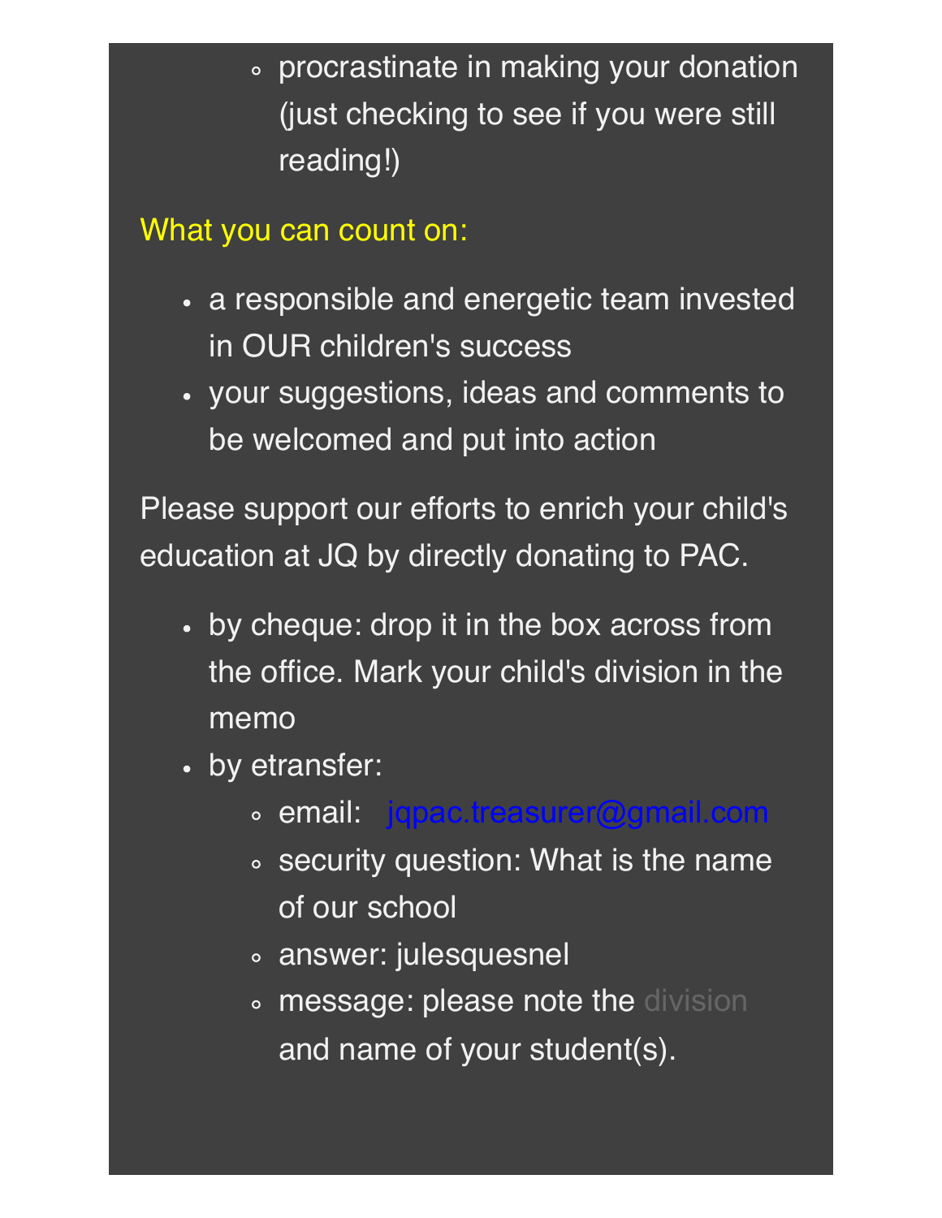- procrastinate in making your donation (just checking to see if you were still reading!)

What you can count on:

- a responsible and energetic team invested in OUR children's success
- your suggestions, ideas and comments to be welcomed and put into action

Please support our efforts to enrich your child's education at JQ by directly donating to PAC.

- by cheque: drop it in the box across from the office. Mark your child's division in the memo
- by etransfer:
  - email: jqpac.treasurer@gmail.com
  - security question: What is the name of our school
  - answer: julesquesnel
  - message: please note the division and name of your student(s).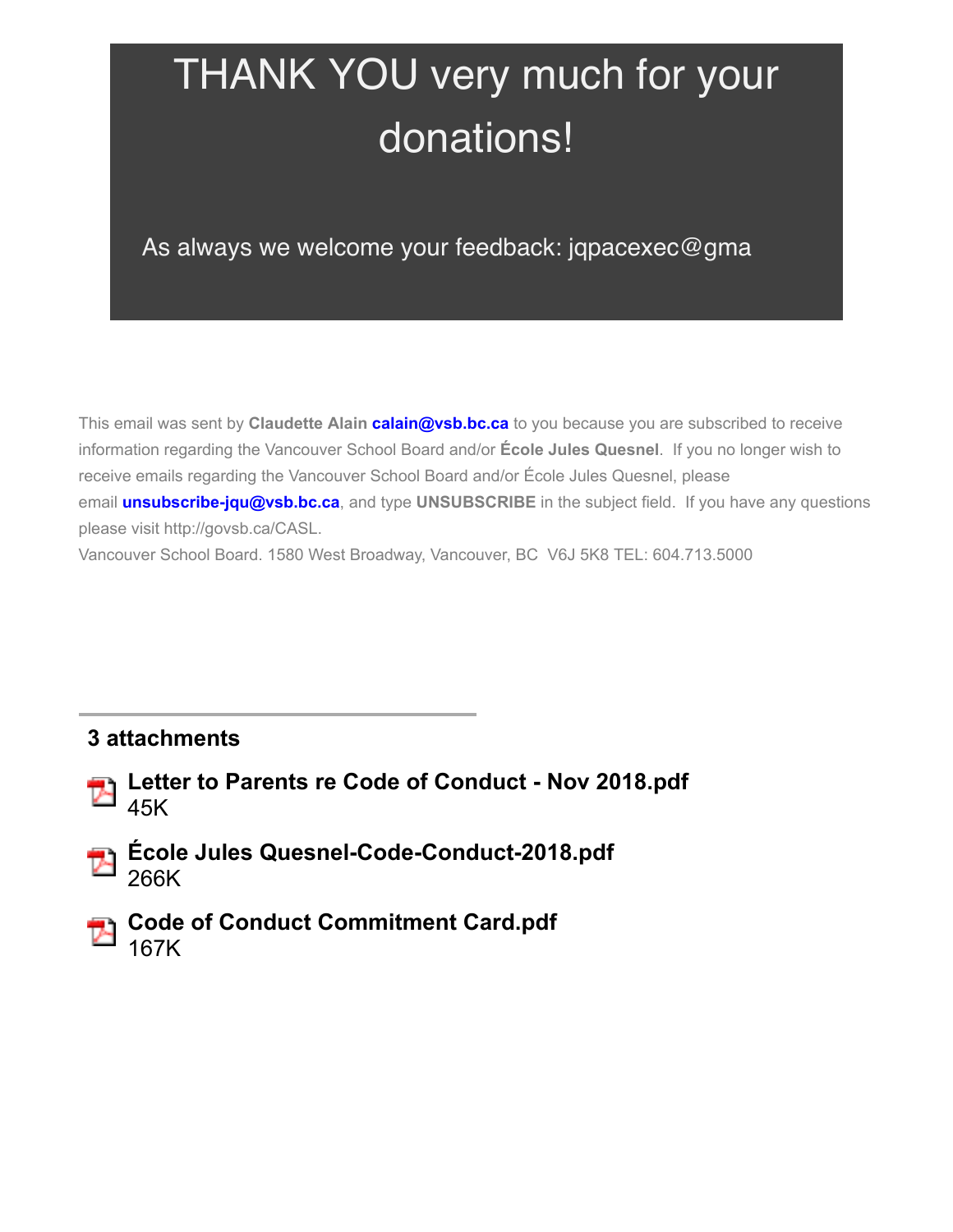# THANK YOU very much for your donations!

As always we welcome your feedback: jqpacexec@gma

This email was sent by **Claudette Alain** **calain@vsb.bc.ca** to you because you are subscribed to receive information regarding the Vancouver School Board and/or **École Jules Quesnel**. If you no longer wish to receive emails regarding the Vancouver School Board and/or École Jules Quesnel, please email **unsubscribe-jqu@vsb.bc.ca**, and type **UNSUBSCRIBE** in the subject field. If you have any questions please visit http://govsb.ca/CASL.

Vancouver School Board. 1580 West Broadway, Vancouver, BC V6J 5K8 TEL: 604.713.5000

---

**3 attachments**

- **Letter to Parents re Code of Conduct - Nov 2018.pdf**
  45K
- **École Jules Quesnel-Code-Conduct-2018.pdf**
  266K
- **Code of Conduct Commitment Card.pdf**
  167K